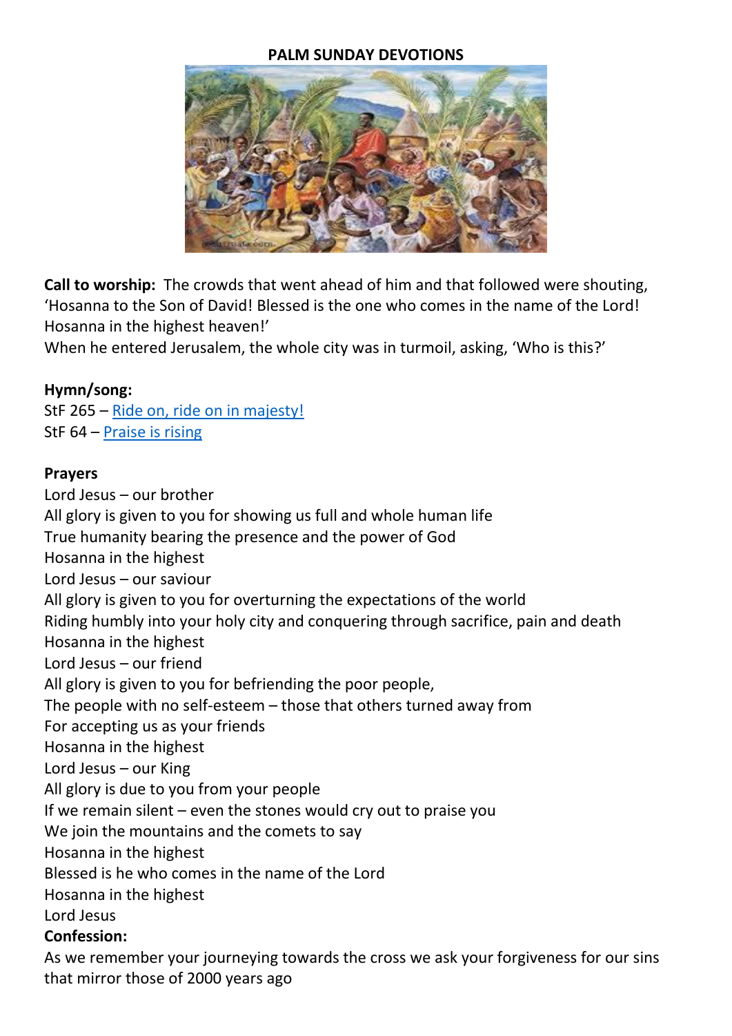# PALM SUNDAY DEVOTIONS

**Call to worship:** The crowds that went ahead of him and that followed were shouting, 'Hosanna to the Son of David! Blessed is the one who comes in the name of the Lord! Hosanna in the highest heaven!'
When he entered Jerusalem, the whole city was in turmoil, asking, 'Who is this?'

**Hymn/song:**
StF 265 – Ride on, ride on in majesty!
StF 64 – Praise is rising

**Prayers**
Lord Jesus – our brother
All glory is given to you for showing us full and whole human life
True humanity bearing the presence and the power of God
Hosanna in the highest
Lord Jesus – our saviour
All glory is given to you for overturning the expectations of the world
Riding humbly into your holy city and conquering through sacrifice, pain and death
Hosanna in the highest
Lord Jesus – our friend
All glory is given to you for befriending the poor people,
The people with no self-esteem – those that others turned away from
For accepting us as your friends
Hosanna in the highest
Lord Jesus – our King
All glory is due to you from your people
If we remain silent – even the stones would cry out to praise you
We join the mountains and the comets to say
Hosanna in the highest
Blessed is he who comes in the name of the Lord
Hosanna in the highest
Lord Jesus

**Confession:**
As we remember your journeying towards the cross we ask your forgiveness for our sins that mirror those of 2000 years ago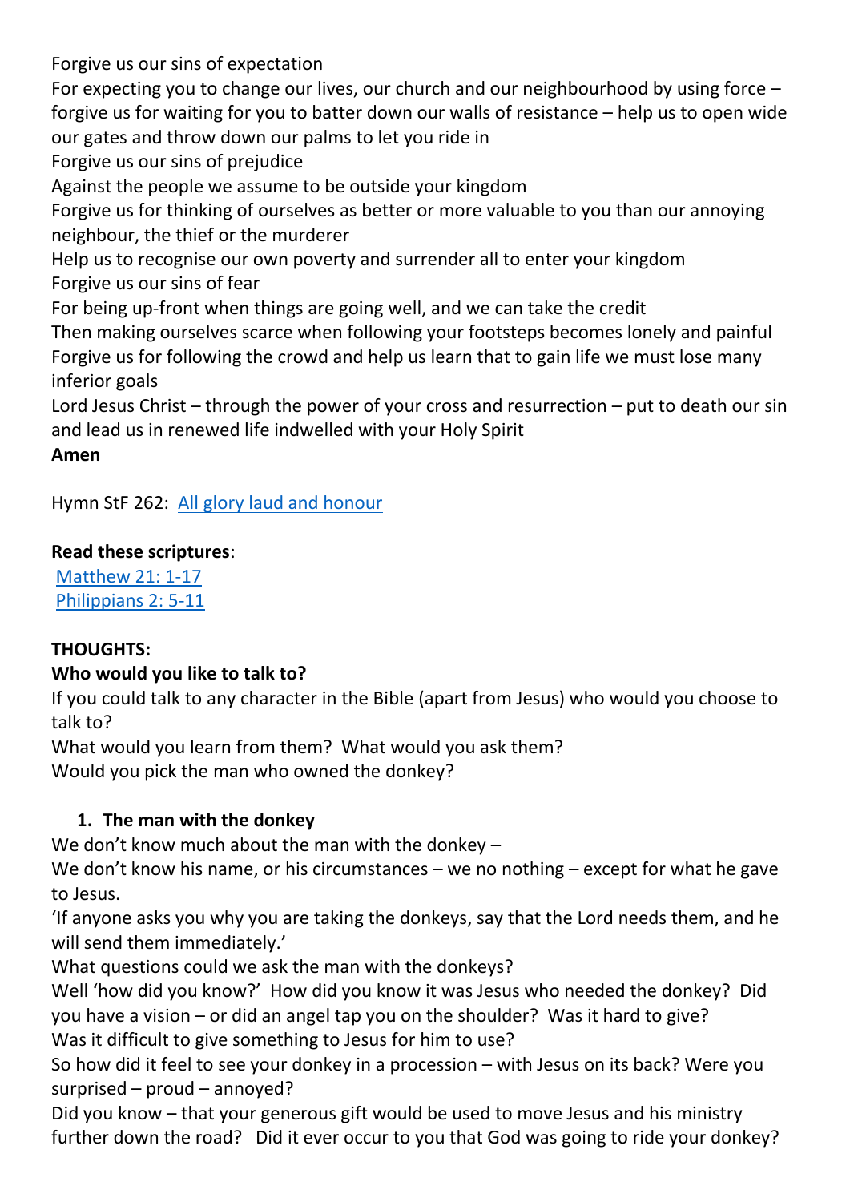Forgive us our sins of expectation
For expecting you to change our lives, our church and our neighbourhood by using force – forgive us for waiting for you to batter down our walls of resistance – help us to open wide our gates and throw down our palms to let you ride in
Forgive us our sins of prejudice
Against the people we assume to be outside your kingdom
Forgive us for thinking of ourselves as better or more valuable to you than our annoying neighbour, the thief or the murderer
Help us to recognise our own poverty and surrender all to enter your kingdom
Forgive us our sins of fear
For being up-front when things are going well, and we can take the credit
Then making ourselves scarce when following your footsteps becomes lonely and painful
Forgive us for following the crowd and help us learn that to gain life we must lose many inferior goals
Lord Jesus Christ – through the power of your cross and resurrection – put to death our sin and lead us in renewed life indwelled with your Holy Spirit
**Amen**

Hymn StF 262: All glory laud and honour

**Read these scriptures**:
Matthew 21: 1-17
Philippians 2: 5-11

**THOUGHTS:**
**Who would you like to talk to?**
If you could talk to any character in the Bible (apart from Jesus) who would you choose to talk to?
What would you learn from them? What would you ask them?
Would you pick the man who owned the donkey?

1. **The man with the donkey**

We don't know much about the man with the donkey –
We don't know his name, or his circumstances – we no nothing – except for what he gave to Jesus.
'If anyone asks you why you are taking the donkeys, say that the Lord needs them, and he will send them immediately.'
What questions could we ask the man with the donkeys?
Well 'how did you know?' How did you know it was Jesus who needed the donkey? Did you have a vision – or did an angel tap you on the shoulder? Was it hard to give?
Was it difficult to give something to Jesus for him to use?
So how did it feel to see your donkey in a procession – with Jesus on its back? Were you surprised – proud – annoyed?
Did you know – that your generous gift would be used to move Jesus and his ministry further down the road? Did it ever occur to you that God was going to ride your donkey?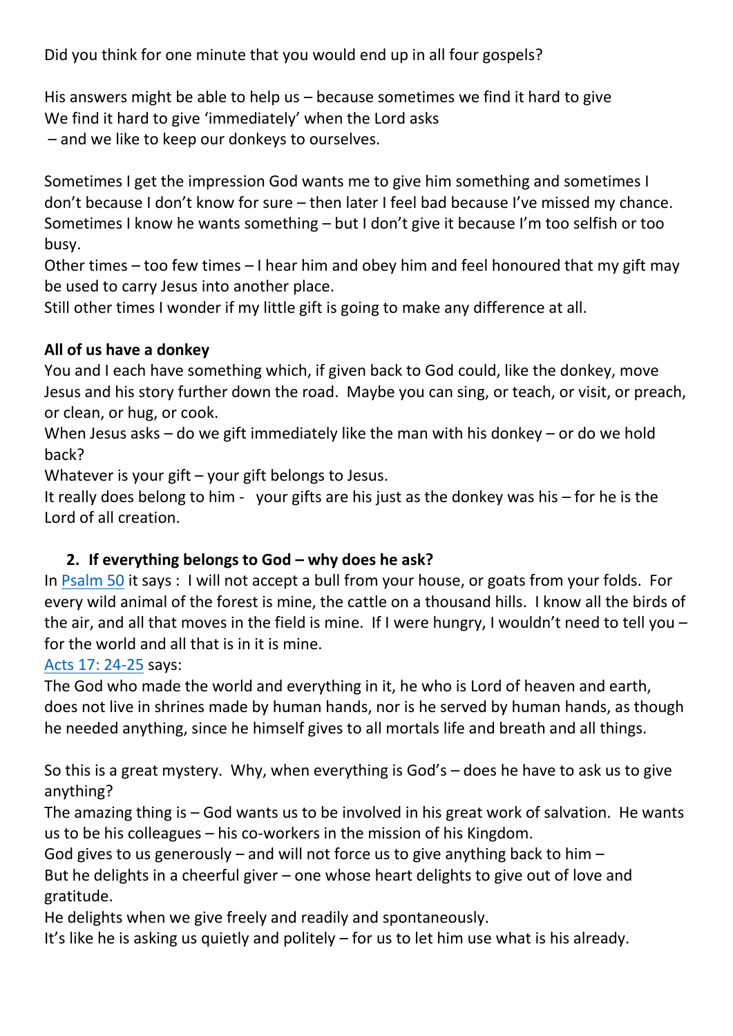Did you think for one minute that you would end up in all four gospels?

His answers might be able to help us – because sometimes we find it hard to give
We find it hard to give 'immediately' when the Lord asks
– and we like to keep our donkeys to ourselves.

Sometimes I get the impression God wants me to give him something and sometimes I don't because I don't know for sure – then later I feel bad because I've missed my chance.
Sometimes I know he wants something – but I don't give it because I'm too selfish or too busy.
Other times – too few times – I hear him and obey him and feel honoured that my gift may be used to carry Jesus into another place.
Still other times I wonder if my little gift is going to make any difference at all.

**All of us have a donkey**
You and I each have something which, if given back to God could, like the donkey, move Jesus and his story further down the road. Maybe you can sing, or teach, or visit, or preach, or clean, or hug, or cook.
When Jesus asks – do we gift immediately like the man with his donkey – or do we hold back?
Whatever is your gift – your gift belongs to Jesus.
It really does belong to him - your gifts are his just as the donkey was his – for he is the Lord of all creation.

2. **If everything belongs to God – why does he ask?**

In [Psalm 50] it says : I will not accept a bull from your house, or goats from your folds. For every wild animal of the forest is mine, the cattle on a thousand hills. I know all the birds of the air, and all that moves in the field is mine. If I were hungry, I wouldn't need to tell you – for the world and all that is in it is mine.
[Acts 17: 24-25] says:
The God who made the world and everything in it, he who is Lord of heaven and earth, does not live in shrines made by human hands, nor is he served by human hands, as though he needed anything, since he himself gives to all mortals life and breath and all things.

So this is a great mystery. Why, when everything is God's – does he have to ask us to give anything?
The amazing thing is – God wants us to be involved in his great work of salvation. He wants us to be his colleagues – his co-workers in the mission of his Kingdom.
God gives to us generously – and will not force us to give anything back to him –
But he delights in a cheerful giver – one whose heart delights to give out of love and gratitude.
He delights when we give freely and readily and spontaneously.
It's like he is asking us quietly and politely – for us to let him use what is his already.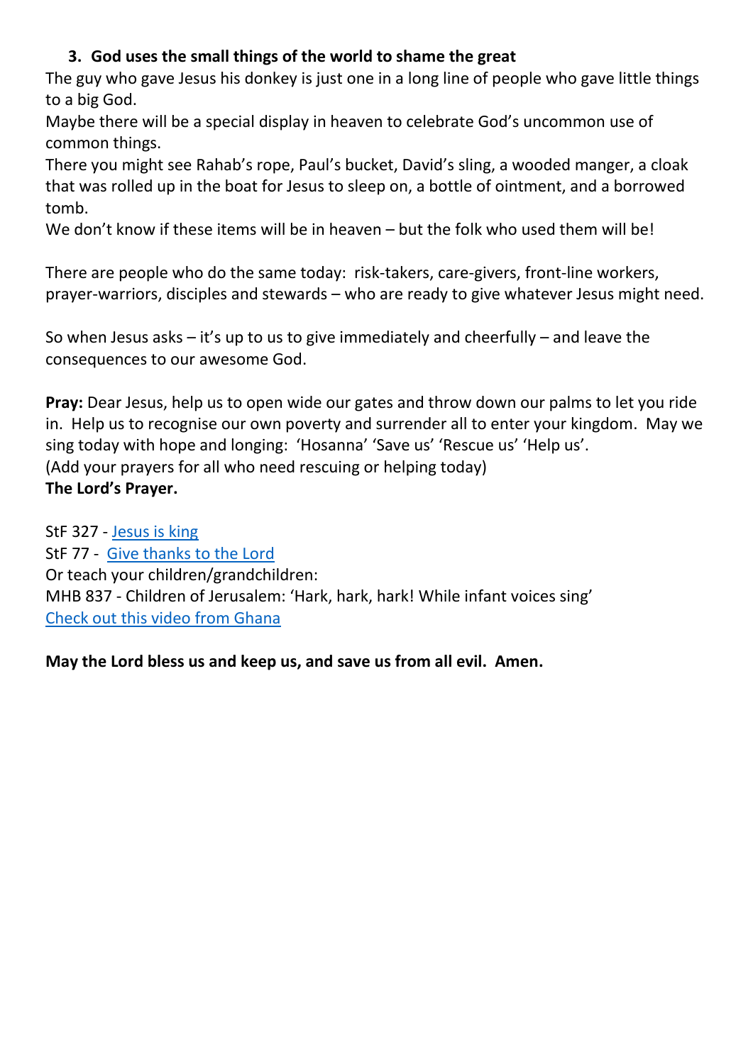3. **God uses the small things of the world to shame the great**

The guy who gave Jesus his donkey is just one in a long line of people who gave little things to a big God.
Maybe there will be a special display in heaven to celebrate God's uncommon use of common things.
There you might see Rahab's rope, Paul's bucket, David's sling, a wooded manger, a cloak that was rolled up in the boat for Jesus to sleep on, a bottle of ointment, and a borrowed tomb.
We don't know if these items will be in heaven – but the folk who used them will be!

There are people who do the same today: risk-takers, care-givers, front-line workers, prayer-warriors, disciples and stewards – who are ready to give whatever Jesus might need.

So when Jesus asks – it's up to us to give immediately and cheerfully – and leave the consequences to our awesome God.

**Pray:** Dear Jesus, help us to open wide our gates and throw down our palms to let you ride in. Help us to recognise our own poverty and surrender all to enter your kingdom. May we sing today with hope and longing: 'Hosanna' 'Save us' 'Rescue us' 'Help us'.
(Add your prayers for all who need rescuing or helping today)
**The Lord's Prayer.**

StF 327 - Jesus is king
StF 77 - Give thanks to the Lord
Or teach your children/grandchildren:
MHB 837 - Children of Jerusalem: 'Hark, hark, hark! While infant voices sing'
Check out this video from Ghana

**May the Lord bless us and keep us, and save us from all evil. Amen.**